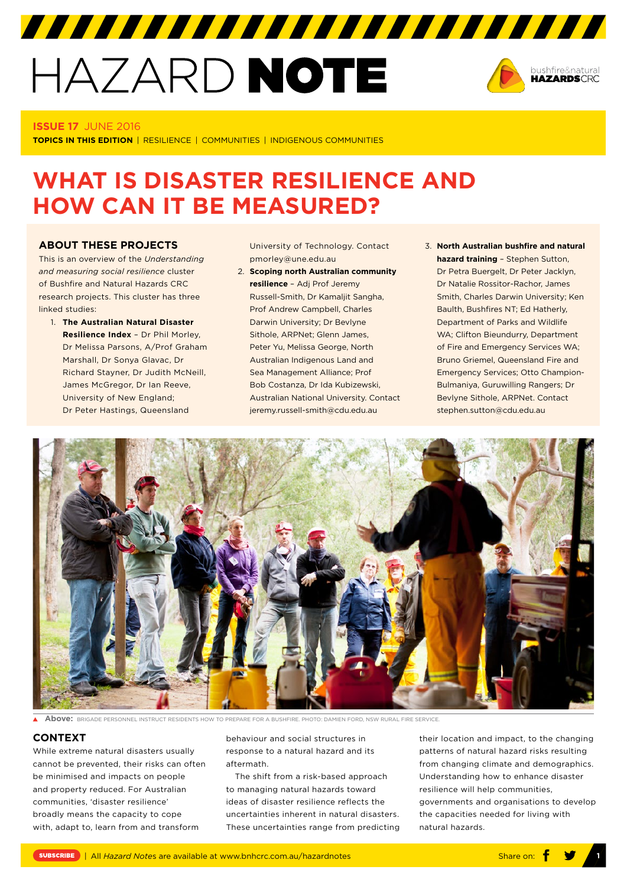# HAZARD NOTE

**ISSUE 17** JUNE 2016

**TOPICS IN THIS EDITION** | RESILIENCE | COMMUNITIES | INDIGENOUS COMMUNITIES

# WHAT IS DISASTER RESILIENCE AND HOW CAN IT BE MEASURED?

## ABOUT THESE PROJECTS

This is an overview of the *Understanding and measuring social resilience* cluster of Bushfire and Natural Hazards CRC research projects. This cluster has three linked studies:

1. **The Australian Natural Disaster Resilience Index** – Dr Phil Morley, Dr Melissa Parsons, A/Prof Graham Marshall, Dr Sonya Glavac, Dr Richard Stayner, Dr Judith McNeill, James McGregor, Dr Ian Reeve, University of New England; Dr Peter Hastings, Queensland University of Technology. Contact pmorley@une.edu.au
2. **Scoping north Australian community resilience** – Adj Prof Jeremy Russell-Smith, Dr Kamaljit Sangha, Prof Andrew Campbell, Charles Darwin University; Dr Bevlyne Sithole, ARPNet; Glenn James, Peter Yu, Melissa George, North Australian Indigenous Land and Sea Management Alliance; Prof Bob Costanza, Dr Ida Kubizewski, Australian National University. Contact jeremy.russell-smith@cdu.edu.au
3. **North Australian bushfire and natural hazard training** – Stephen Sutton, Dr Petra Buergelt, Dr Peter Jacklyn, Dr Natalie Rossitor-Rachor, James Smith, Charles Darwin University; Ken Baulth, Bushfires NT; Ed Hatherly, Department of Parks and Wildlife WA; Clifton Bieundurry, Department of Fire and Emergency Services WA; Bruno Griemel, Queensland Fire and Emergency Services; Otto Champion-Bulmaniya, Guruwilling Rangers; Dr Bevlyne Sithole, ARPNet. Contact stephen.sutton@cdu.edu.au

**Above:** BRIGADE PERSONNEL INSTRUCT RESIDENTS HOW TO PREPARE FOR A BUSHFIRE. PHOTO: DAMIEN FORD, NSW RURAL FIRE SERVICE.

## CONTEXT

While extreme natural disasters usually cannot be prevented, their risks can often be minimised and impacts on people and property reduced. For Australian communities, 'disaster resilience' broadly means the capacity to cope with, adapt to, learn from and transform behaviour and social structures in response to a natural hazard and its aftermath.

The shift from a risk-based approach to managing natural hazards toward ideas of disaster resilience reflects the uncertainties inherent in natural disasters. These uncertainties range from predicting their location and impact, to the changing patterns of natural hazard risks resulting from changing climate and demographics. Understanding how to enhance disaster resilience will help communities, governments and organisations to develop the capacities needed for living with natural hazards.

SUBSCRIBE | All *Hazard Notes* are available at www.bnhcrc.com.au/hazardnotes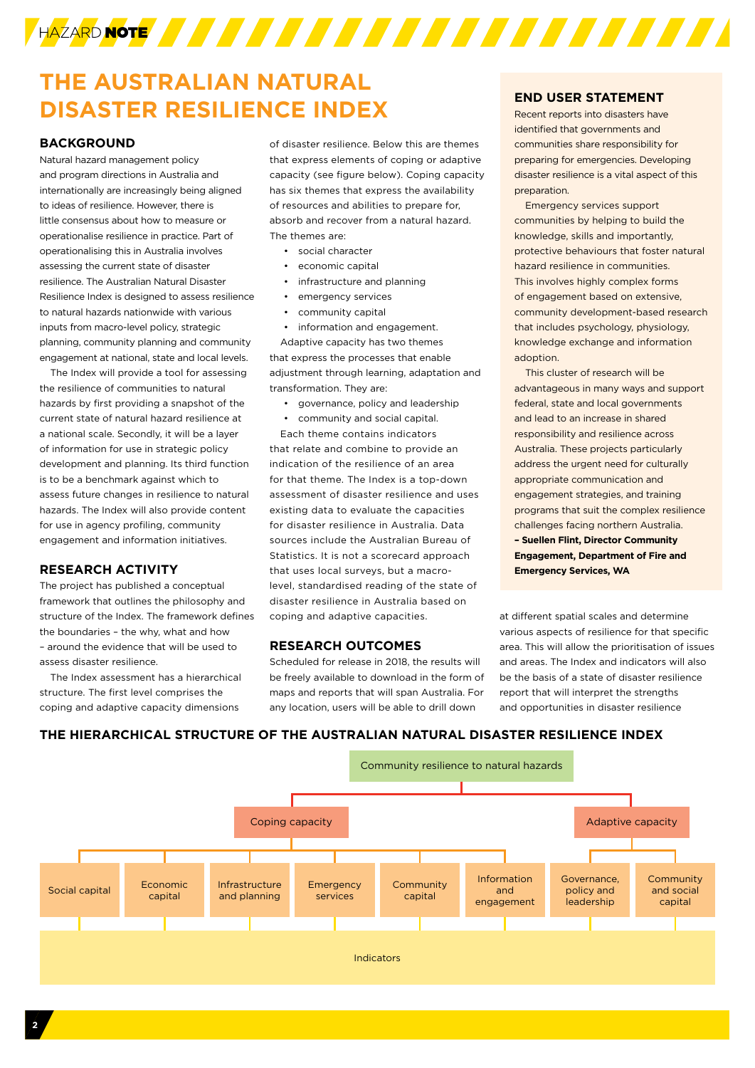# THE AUSTRALIAN NATURAL DISASTER RESILIENCE INDEX

## BACKGROUND

Natural hazard management policy and program directions in Australia and internationally are increasingly being aligned to ideas of resilience. However, there is little consensus about how to measure or operationalise resilience in practice. Part of operationalising this in Australia involves assessing the current state of disaster resilience. The Australian Natural Disaster Resilience Index is designed to assess resilience to natural hazards nationwide with various inputs from macro-level policy, strategic planning, community planning and community engagement at national, state and local levels.

The Index will provide a tool for assessing the resilience of communities to natural hazards by first providing a snapshot of the current state of natural hazard resilience at a national scale. Secondly, it will be a layer of information for use in strategic policy development and planning. Its third function is to be a benchmark against which to assess future changes in resilience to natural hazards. The Index will also provide content for use in agency profiling, community engagement and information initiatives.

## RESEARCH ACTIVITY

The project has published a conceptual framework that outlines the philosophy and structure of the Index. The framework defines the boundaries – the why, what and how – around the evidence that will be used to assess disaster resilience.

The Index assessment has a hierarchical structure. The first level comprises the coping and adaptive capacity dimensions of disaster resilience. Below this are themes that express elements of coping or adaptive capacity (see figure below). Coping capacity has six themes that express the availability of resources and abilities to prepare for, absorb and recover from a natural hazard. The themes are:

- social character
- economic capital
- infrastructure and planning
- emergency services
- community capital
- information and engagement.

Adaptive capacity has two themes that express the processes that enable adjustment through learning, adaptation and transformation. They are:

- governance, policy and leadership
- community and social capital.

Each theme contains indicators that relate and combine to provide an indication of the resilience of an area for that theme. The Index is a top-down assessment of disaster resilience and uses existing data to evaluate the capacities for disaster resilience in Australia. Data sources include the Australian Bureau of Statistics. It is not a scorecard approach that uses local surveys, but a macro-level, standardised reading of the state of disaster resilience in Australia based on coping and adaptive capacities.

## RESEARCH OUTCOMES

Scheduled for release in 2018, the results will be freely available to download in the form of maps and reports that will span Australia. For any location, users will be able to drill down at different spatial scales and determine various aspects of resilience for that specific area. This will allow the prioritisation of issues and areas. The Index and indicators will also be the basis of a state of disaster resilience report that will interpret the strengths and opportunities in disaster resilience

## END USER STATEMENT

Recent reports into disasters have identified that governments and communities share responsibility for preparing for emergencies. Developing disaster resilience is a vital aspect of this preparation.

Emergency services support communities by helping to build the knowledge, skills and importantly, protective behaviours that foster natural hazard resilience in communities. This involves highly complex forms of engagement based on extensive, community development-based research that includes psychology, physiology, knowledge exchange and information adoption.

This cluster of research will be advantageous in many ways and support federal, state and local governments and lead to an increase in shared responsibility and resilience across Australia. These projects particularly address the urgent need for culturally appropriate communication and engagement strategies, and training programs that suit the complex resilience challenges facing northern Australia.

**– Suellen Flint, Director Community Engagement, Department of Fire and Emergency Services, WA**

## THE HIERARCHICAL STRUCTURE OF THE AUSTRALIAN NATURAL DISASTER RESILIENCE INDEX

- Community resilience to natural hazards
  - Coping capacity
    - Social capital
    - Economic capital
    - Infrastructure and planning
    - Emergency services
    - Community capital
    - Information and engagement
  - Adaptive capacity
    - Governance, policy and leadership
    - Community and social capital
- Indicators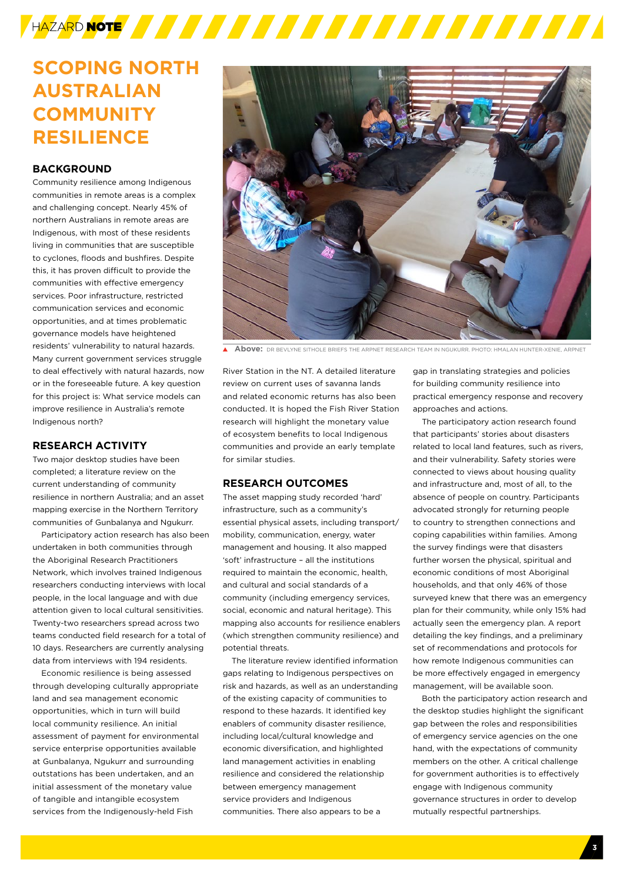# SCOPING NORTH AUSTRALIAN COMMUNITY RESILIENCE

## BACKGROUND

Community resilience among Indigenous communities in remote areas is a complex and challenging concept. Nearly 45% of northern Australians in remote areas are Indigenous, with most of these residents living in communities that are susceptible to cyclones, floods and bushfires. Despite this, it has proven difficult to provide the communities with effective emergency services. Poor infrastructure, restricted communication services and economic opportunities, and at times problematic governance models have heightened residents' vulnerability to natural hazards. Many current government services struggle to deal effectively with natural hazards, now or in the foreseeable future. A key question for this project is: What service models can improve resilience in Australia's remote Indigenous north?

## RESEARCH ACTIVITY

Two major desktop studies have been completed; a literature review on the current understanding of community resilience in northern Australia; and an asset mapping exercise in the Northern Territory communities of Gunbalanya and Ngukurr.

Participatory action research has also been undertaken in both communities through the Aboriginal Research Practitioners Network, which involves trained Indigenous researchers conducting interviews with local people, in the local language and with due attention given to local cultural sensitivities. Twenty-two researchers spread across two teams conducted field research for a total of 10 days. Researchers are currently analysing data from interviews with 194 residents.

Economic resilience is being assessed through developing culturally appropriate land and sea management economic opportunities, which in turn will build local community resilience. An initial assessment of payment for environmental service enterprise opportunities available at Gunbalanya, Ngukurr and surrounding outstations has been undertaken, and an initial assessment of the monetary value of tangible and intangible ecosystem services from the Indigenously-held Fish River Station in the NT. A detailed literature review on current uses of savanna lands and related economic returns has also been conducted. It is hoped the Fish River Station research will highlight the monetary value of ecosystem benefits to local Indigenous communities and provide an early template for similar studies.

**Above:** DR BEVLYNE SITHOLE BRIEFS THE ARPNET RESEARCH TEAM IN NGUKURR. PHOTO: HMALAN HUNTER-XENIE, ARPNET

## RESEARCH OUTCOMES

The asset mapping study recorded 'hard' infrastructure, such as a community's essential physical assets, including transport/mobility, communication, energy, water management and housing. It also mapped 'soft' infrastructure – all the institutions required to maintain the economic, health, and cultural and social standards of a community (including emergency services, social, economic and natural heritage). This mapping also accounts for resilience enablers (which strengthen community resilience) and potential threats.

The literature review identified information gaps relating to Indigenous perspectives on risk and hazards, as well as an understanding of the existing capacity of communities to respond to these hazards. It identified key enablers of community disaster resilience, including local/cultural knowledge and economic diversification, and highlighted land management activities in enabling resilience and considered the relationship between emergency management service providers and Indigenous communities. There also appears to be a gap in translating strategies and policies for building community resilience into practical emergency response and recovery approaches and actions.

The participatory action research found that participants' stories about disasters related to local land features, such as rivers, and their vulnerability. Safety stories were connected to views about housing quality and infrastructure and, most of all, to the absence of people on country. Participants advocated strongly for returning people to country to strengthen connections and coping capabilities within families. Among the survey findings were that disasters further worsen the physical, spiritual and economic conditions of most Aboriginal households, and that only 46% of those surveyed knew that there was an emergency plan for their community, while only 15% had actually seen the emergency plan. A report detailing the key findings, and a preliminary set of recommendations and protocols for how remote Indigenous communities can be more effectively engaged in emergency management, will be available soon.

Both the participatory action research and the desktop studies highlight the significant gap between the roles and responsibilities of emergency service agencies on the one hand, with the expectations of community members on the other. A critical challenge for government authorities is to effectively engage with Indigenous community governance structures in order to develop mutually respectful partnerships.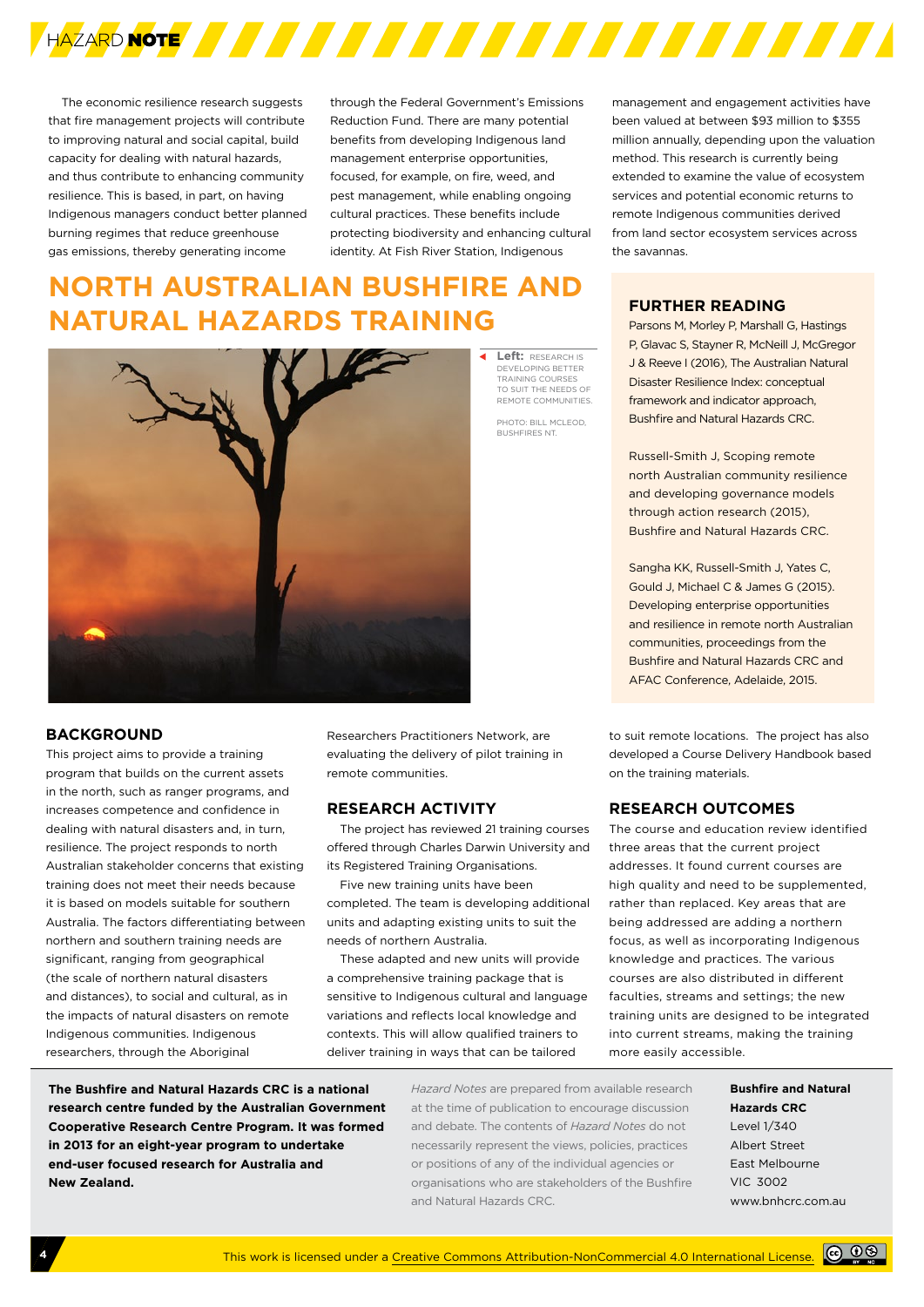The economic resilience research suggests that fire management projects will contribute to improving natural and social capital, build capacity for dealing with natural hazards, and thus contribute to enhancing community resilience. This is based, in part, on having Indigenous managers conduct better planned burning regimes that reduce greenhouse gas emissions, thereby generating income through the Federal Government's Emissions Reduction Fund. There are many potential benefits from developing Indigenous land management enterprise opportunities, focused, for example, on fire, weed, and pest management, while enabling ongoing cultural practices. These benefits include protecting biodiversity and enhancing cultural identity. At Fish River Station, Indigenous management and engagement activities have been valued at between $93 million to $355 million annually, depending upon the valuation method. This research is currently being extended to examine the value of ecosystem services and potential economic returns to remote Indigenous communities derived from land sector ecosystem services across the savannas.

## NORTH AUSTRALIAN BUSHFIRE AND NATURAL HAZARDS TRAINING

**Left:** RESEARCH IS DEVELOPING BETTER TRAINING COURSES TO SUIT THE NEEDS OF REMOTE COMMUNITIES.

PHOTO: BILL MCLEOD, BUSHFIRES NT.

### FURTHER READING

Parsons M, Morley P, Marshall G, Hastings P, Glavac S, Stayner R, McNeill J, McGregor J & Reeve I (2016), The Australian Natural Disaster Resilience Index: conceptual framework and indicator approach, Bushfire and Natural Hazards CRC.

Russell-Smith J, Scoping remote north Australian community resilience and developing governance models through action research (2015), Bushfire and Natural Hazards CRC.

Sangha KK, Russell-Smith J, Yates C, Gould J, Michael C & James G (2015). Developing enterprise opportunities and resilience in remote north Australian communities, proceedings from the Bushfire and Natural Hazards CRC and AFAC Conference, Adelaide, 2015.

### BACKGROUND

This project aims to provide a training program that builds on the current assets in the north, such as ranger programs, and increases competence and confidence in dealing with natural disasters and, in turn, resilience. The project responds to north Australian stakeholder concerns that existing training does not meet their needs because it is based on models suitable for southern Australia. The factors differentiating between northern and southern training needs are significant, ranging from geographical (the scale of northern natural disasters and distances), to social and cultural, as in the impacts of natural disasters on remote Indigenous communities. Indigenous researchers, through the Aboriginal Researchers Practitioners Network, are evaluating the delivery of pilot training in remote communities.

### RESEARCH ACTIVITY

The project has reviewed 21 training courses offered through Charles Darwin University and its Registered Training Organisations.

Five new training units have been completed. The team is developing additional units and adapting existing units to suit the needs of northern Australia.

These adapted and new units will provide a comprehensive training package that is sensitive to Indigenous cultural and language variations and reflects local knowledge and contexts. This will allow qualified trainers to deliver training in ways that can be tailored to suit remote locations. The project has also developed a Course Delivery Handbook based on the training materials.

### RESEARCH OUTCOMES

The course and education review identified three areas that the current project addresses. It found current courses are high quality and need to be supplemented, rather than replaced. Key areas that are being addressed are adding a northern focus, as well as incorporating Indigenous knowledge and practices. The various courses are also distributed in different faculties, streams and settings; the new training units are designed to be integrated into current streams, making the training more easily accessible.

**The Bushfire and Natural Hazards CRC is a national research centre funded by the Australian Government Cooperative Research Centre Program. It was formed in 2013 for an eight-year program to undertake end-user focused research for Australia and New Zealand.**

*Hazard Notes* are prepared from available research at the time of publication to encourage discussion and debate. The contents of *Hazard Notes* do not necessarily represent the views, policies, practices or positions of any of the individual agencies or organisations who are stakeholders of the Bushfire and Natural Hazards CRC.

**Bushfire and Natural Hazards CRC**
Level 1/340
Albert Street
East Melbourne
VIC 3002
www.bnhcrc.com.au

This work is licensed under a Creative Commons Attribution-NonCommercial 4.0 International License.